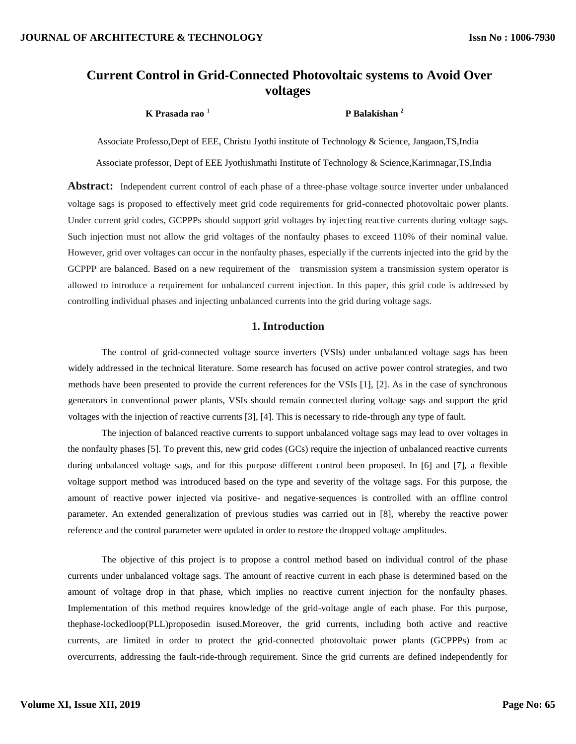# Current Control in Grid-Connected Photovoltaic systems to Avoid Over voltages

**K Prasada rao** [1] **P Balakishan** [2]

Associate Professo,Dept of EEE, Christu Jyothi institute of Technology & Science, Jangaon,TS,India

Associate professor, Dept of EEE Jyothishmathi Institute of Technology & Science,Karimnagar,TS,India

**Abstract:** Independent current control of each phase of a three-phase voltage source inverter under unbalanced voltage sags is proposed to effectively meet grid code requirements for grid-connected photovoltaic power plants. Under current grid codes, GCPPPs should support grid voltages by injecting reactive currents during voltage sags. Such injection must not allow the grid voltages of the nonfaulty phases to exceed 110% of their nominal value. However, grid over voltages can occur in the nonfaulty phases, especially if the currents injected into the grid by the GCPPP are balanced. Based on a new requirement of the transmission system a transmission system operator is allowed to introduce a requirement for unbalanced current injection. In this paper, this grid code is addressed by controlling individual phases and injecting unbalanced currents into the grid during voltage sags.

## 1. Introduction

The control of grid-connected voltage source inverters (VSIs) under unbalanced voltage sags has been widely addressed in the technical literature. Some research has focused on active power control strategies, and two methods have been presented to provide the current references for the VSIs [1], [2]. As in the case of synchronous generators in conventional power plants, VSIs should remain connected during voltage sags and support the grid voltages with the injection of reactive currents [3], [4]. This is necessary to ride-through any type of fault.

The injection of balanced reactive currents to support unbalanced voltage sags may lead to over voltages in the nonfaulty phases [5]. To prevent this, new grid codes (GCs) require the injection of unbalanced reactive currents during unbalanced voltage sags, and for this purpose different control been proposed. In [6] and [7], a flexible voltage support method was introduced based on the type and severity of the voltage sags. For this purpose, the amount of reactive power injected via positive- and negative-sequences is controlled with an offline control parameter. An extended generalization of previous studies was carried out in [8], whereby the reactive power reference and the control parameter were updated in order to restore the dropped voltage amplitudes.

The objective of this project is to propose a control method based on individual control of the phase currents under unbalanced voltage sags. The amount of reactive current in each phase is determined based on the amount of voltage drop in that phase, which implies no reactive current injection for the nonfaulty phases. Implementation of this method requires knowledge of the grid-voltage angle of each phase. For this purpose, thephase-lockedloop(PLL)proposedin isused.Moreover, the grid currents, including both active and reactive currents, are limited in order to protect the grid-connected photovoltaic power plants (GCPPPs) from ac overcurrents, addressing the fault-ride-through requirement. Since the grid currents are defined independently for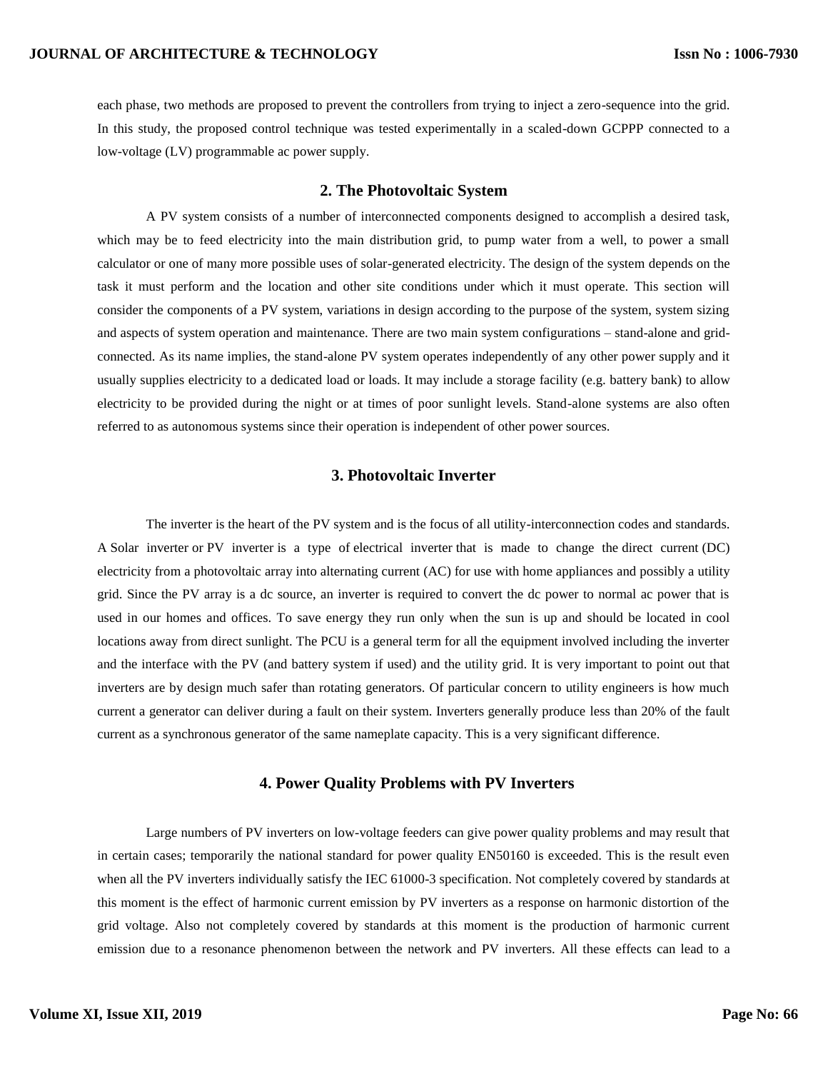each phase, two methods are proposed to prevent the controllers from trying to inject a zero-sequence into the grid. In this study, the proposed control technique was tested experimentally in a scaled-down GCPPP connected to a low-voltage (LV) programmable ac power supply.

## 2. The Photovoltaic System

A PV system consists of a number of interconnected components designed to accomplish a desired task, which may be to feed electricity into the main distribution grid, to pump water from a well, to power a small calculator or one of many more possible uses of solar-generated electricity. The design of the system depends on the task it must perform and the location and other site conditions under which it must operate. This section will consider the components of a PV system, variations in design according to the purpose of the system, system sizing and aspects of system operation and maintenance. There are two main system configurations – stand-alone and grid-connected. As its name implies, the stand-alone PV system operates independently of any other power supply and it usually supplies electricity to a dedicated load or loads. It may include a storage facility (e.g. battery bank) to allow electricity to be provided during the night or at times of poor sunlight levels. Stand-alone systems are also often referred to as autonomous systems since their operation is independent of other power sources.

## 3. Photovoltaic Inverter

The inverter is the heart of the PV system and is the focus of all utility-interconnection codes and standards. A Solar inverter or PV inverter is a type of electrical inverter that is made to change the direct current (DC) electricity from a photovoltaic array into alternating current (AC) for use with home appliances and possibly a utility grid. Since the PV array is a dc source, an inverter is required to convert the dc power to normal ac power that is used in our homes and offices. To save energy they run only when the sun is up and should be located in cool locations away from direct sunlight. The PCU is a general term for all the equipment involved including the inverter and the interface with the PV (and battery system if used) and the utility grid. It is very important to point out that inverters are by design much safer than rotating generators. Of particular concern to utility engineers is how much current a generator can deliver during a fault on their system. Inverters generally produce less than 20% of the fault current as a synchronous generator of the same nameplate capacity. This is a very significant difference.

## 4. Power Quality Problems with PV Inverters

Large numbers of PV inverters on low-voltage feeders can give power quality problems and may result that in certain cases; temporarily the national standard for power quality EN50160 is exceeded. This is the result even when all the PV inverters individually satisfy the IEC 61000-3 specification. Not completely covered by standards at this moment is the effect of harmonic current emission by PV inverters as a response on harmonic distortion of the grid voltage. Also not completely covered by standards at this moment is the production of harmonic current emission due to a resonance phenomenon between the network and PV inverters. All these effects can lead to a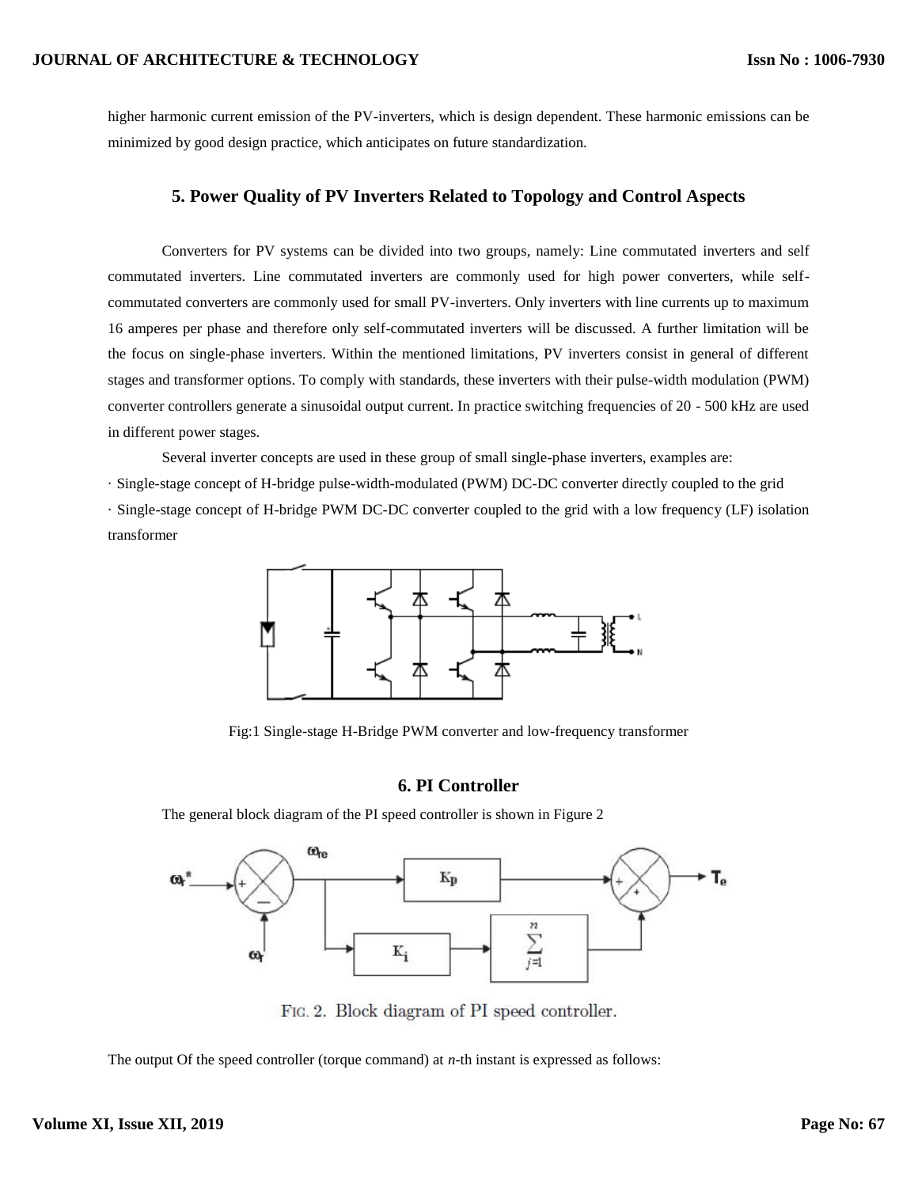higher harmonic current emission of the PV-inverters, which is design dependent. These harmonic emissions can be minimized by good design practice, which anticipates on future standardization.

## 5. Power Quality of PV Inverters Related to Topology and Control Aspects

Converters for PV systems can be divided into two groups, namely: Line commutated inverters and self commutated inverters. Line commutated inverters are commonly used for high power converters, while self-commutated converters are commonly used for small PV-inverters. Only inverters with line currents up to maximum 16 amperes per phase and therefore only self-commutated inverters will be discussed. A further limitation will be the focus on single-phase inverters. Within the mentioned limitations, PV inverters consist in general of different stages and transformer options. To comply with standards, these inverters with their pulse-width modulation (PWM) converter controllers generate a sinusoidal output current. In practice switching frequencies of 20 - 500 kHz are used in different power stages.

Several inverter concepts are used in these group of small single-phase inverters, examples are:

· Single-stage concept of H-bridge pulse-width-modulated (PWM) DC-DC converter directly coupled to the grid

· Single-stage concept of H-bridge PWM DC-DC converter coupled to the grid with a low frequency (LF) isolation transformer

Fig:1 Single-stage H-Bridge PWM converter and low-frequency transformer

## 6. PI Controller

The general block diagram of the PI speed controller is shown in Figure 2

FIG. 2. Block diagram of PI speed controller.

The output Of the speed controller (torque command) at *n*-th instant is expressed as follows: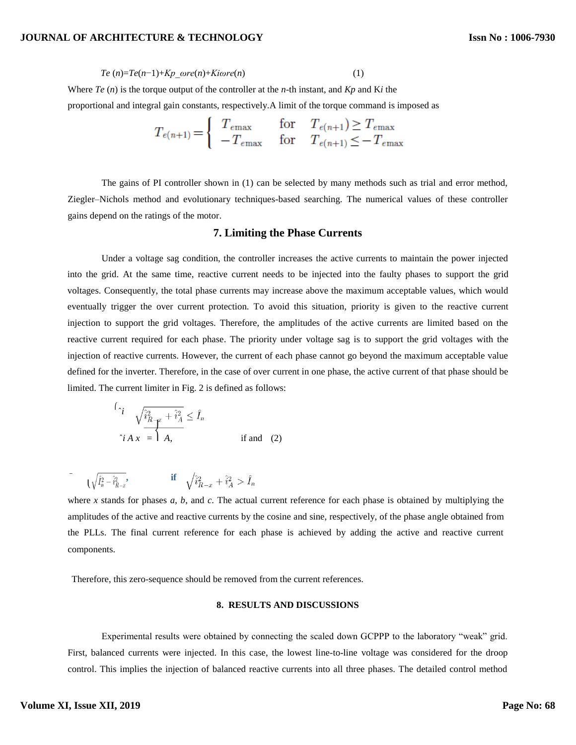$$Te\,(n)=Te(n-1)+Kp\_\omega re(n)+Ki\omega re(n) \quad (1)$$

Where $Te\,(n)$ is the torque output of the controller at the $n$-th instant, and $Kp$ and $Ki$ the proportional and integral gain constants, respectively.A limit of the torque command is imposed as

$$T_{e(n+1)} = \begin{cases} T_{e\max} & \text{for} \quad T_{e(n+1)} \geq T_{e\max} \\ -T_{e\max} & \text{for} \quad T_{e(n+1)} \leq -T_{e\max} \end{cases}$$

The gains of PI controller shown in (1) can be selected by many methods such as trial and error method, Ziegler–Nichols method and evolutionary techniques-based searching. The numerical values of these controller gains depend on the ratings of the motor.

## 7. Limiting the Phase Currents

Under a voltage sag condition, the controller increases the active currents to maintain the power injected into the grid. At the same time, reactive current needs to be injected into the faulty phases to support the grid voltages. Consequently, the total phase currents may increase above the maximum acceptable values, which would eventually trigger the over current protection. To avoid this situation, priority is given to the reactive current injection to support the grid voltages. Therefore, the amplitudes of the active currents are limited based on the reactive current required for each phase. The priority under voltage sag is to support the grid voltages with the injection of reactive currents. However, the current of each phase cannot go beyond the maximum acceptable value defined for the inverter. Therefore, in the case of over current in one phase, the active current of that phase should be limited. The current limiter in Fig. 2 is defined as follows:

$$\hat{i}_{A\,x} = \begin{cases} \hat{i}_A, & \text{if and} \quad \sqrt{\hat{i}_{R-x}^2 + \hat{i}_A^2} \leq \hat{I}_n \\ \sqrt{\hat{I}_n^2 - \hat{i}_{R-x}^2}, & \text{if} \quad \sqrt{\hat{i}_{R-x}^2 + \hat{i}_A^2} > \hat{I}_n \end{cases} \quad (2)$$

where $x$ stands for phases $a$, $b$, and $c$. The actual current reference for each phase is obtained by multiplying the amplitudes of the active and reactive currents by the cosine and sine, respectively, of the phase angle obtained from the PLLs. The final current reference for each phase is achieved by adding the active and reactive current components.

Therefore, this zero-sequence should be removed from the current references.

## 8. RESULTS AND DISCUSSIONS

Experimental results were obtained by connecting the scaled down GCPPP to the laboratory "weak" grid. First, balanced currents were injected. In this case, the lowest line-to-line voltage was considered for the droop control. This implies the injection of balanced reactive currents into all three phases. The detailed control method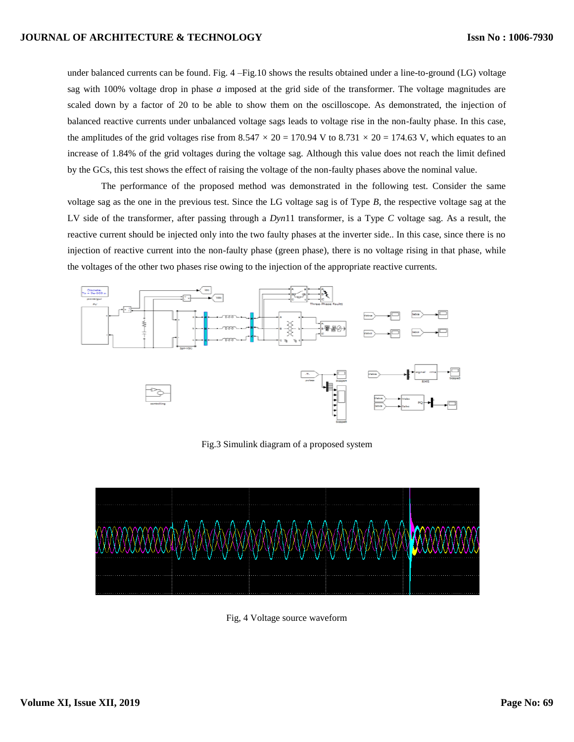under balanced currents can be found. Fig. 4 –Fig.10 shows the results obtained under a line-to-ground (LG) voltage sag with 100% voltage drop in phase *a* imposed at the grid side of the transformer. The voltage magnitudes are scaled down by a factor of 20 to be able to show them on the oscilloscope. As demonstrated, the injection of balanced reactive currents under unbalanced voltage sags leads to voltage rise in the non-faulty phase. In this case, the amplitudes of the grid voltages rise from $8.547 \times 20 = 170.94$ V to $8.731 \times 20 = 174.63$ V, which equates to an increase of 1.84% of the grid voltages during the voltage sag. Although this value does not reach the limit defined by the GCs, this test shows the effect of raising the voltage of the non-faulty phases above the nominal value.

The performance of the proposed method was demonstrated in the following test. Consider the same voltage sag as the one in the previous test. Since the LG voltage sag is of Type *B*, the respective voltage sag at the LV side of the transformer, after passing through a *Dyn*11 transformer, is a Type *C* voltage sag. As a result, the reactive current should be injected only into the two faulty phases at the inverter side.. In this case, since there is no injection of reactive current into the non-faulty phase (green phase), there is no voltage rising in that phase, while the voltages of the other two phases rise owing to the injection of the appropriate reactive currents.

Fig.3 Simulink diagram of a proposed system

Fig, 4 Voltage source waveform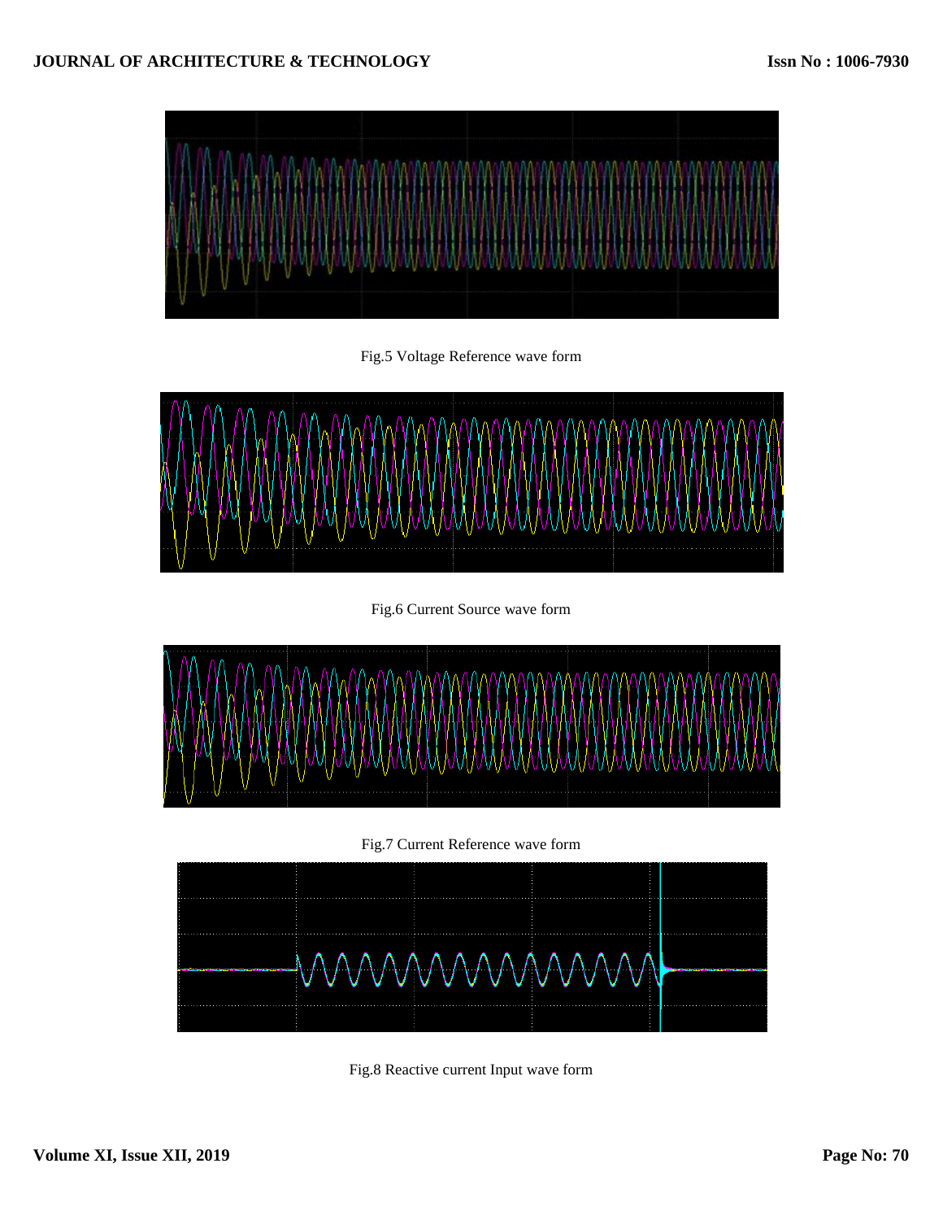Fig.5 Voltage Reference wave form

Fig.6 Current Source wave form

Fig.7 Current Reference wave form

Fig.8 Reactive current Input wave form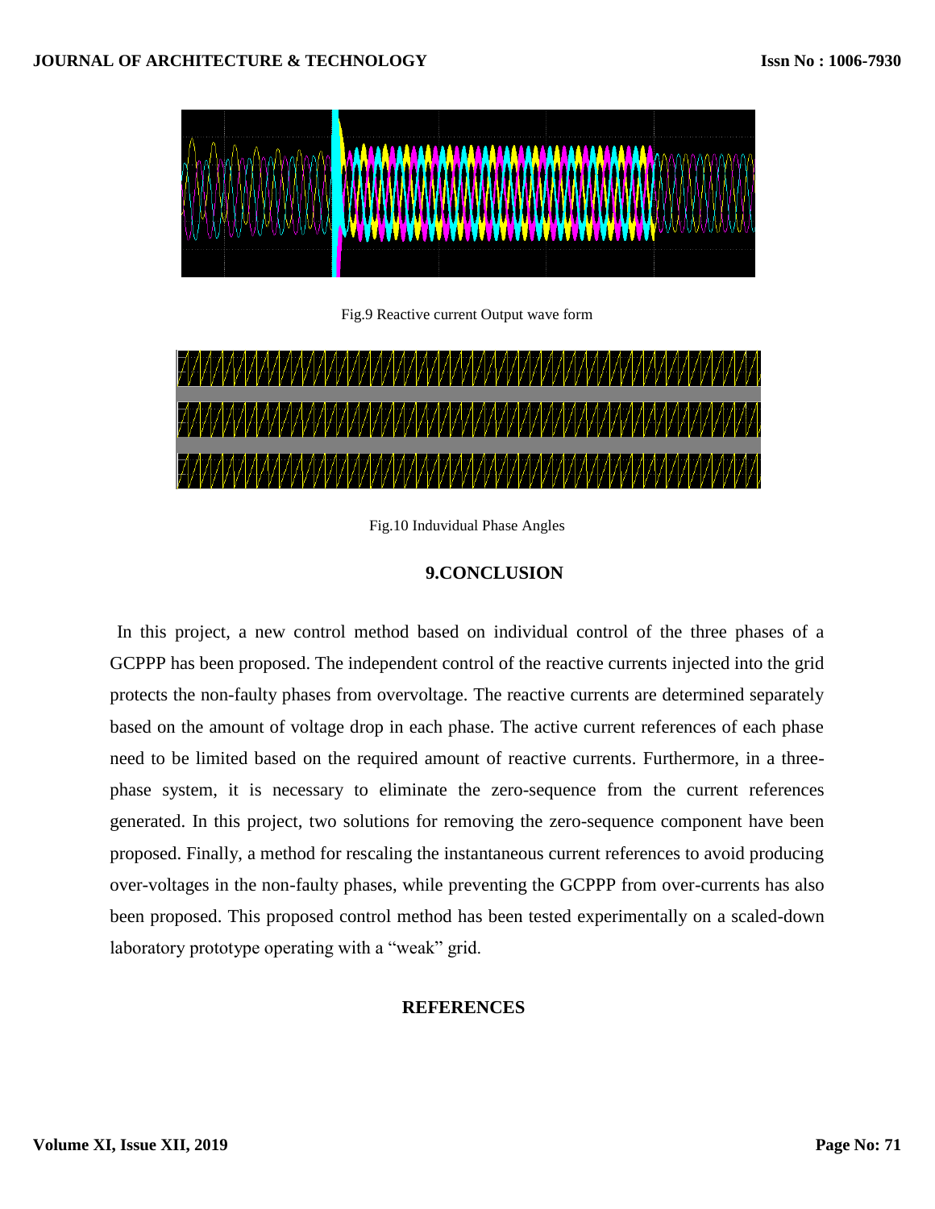Fig.9 Reactive current Output wave form

Fig.10 Induvidual Phase Angles

## 9.CONCLUSION

In this project, a new control method based on individual control of the three phases of a GCPPP has been proposed. The independent control of the reactive currents injected into the grid protects the non-faulty phases from overvoltage. The reactive currents are determined separately based on the amount of voltage drop in each phase. The active current references of each phase need to be limited based on the required amount of reactive currents. Furthermore, in a three-phase system, it is necessary to eliminate the zero-sequence from the current references generated. In this project, two solutions for removing the zero-sequence component have been proposed. Finally, a method for rescaling the instantaneous current references to avoid producing over-voltages in the non-faulty phases, while preventing the GCPPP from over-currents has also been proposed. This proposed control method has been tested experimentally on a scaled-down laboratory prototype operating with a “weak” grid.

## REFERENCES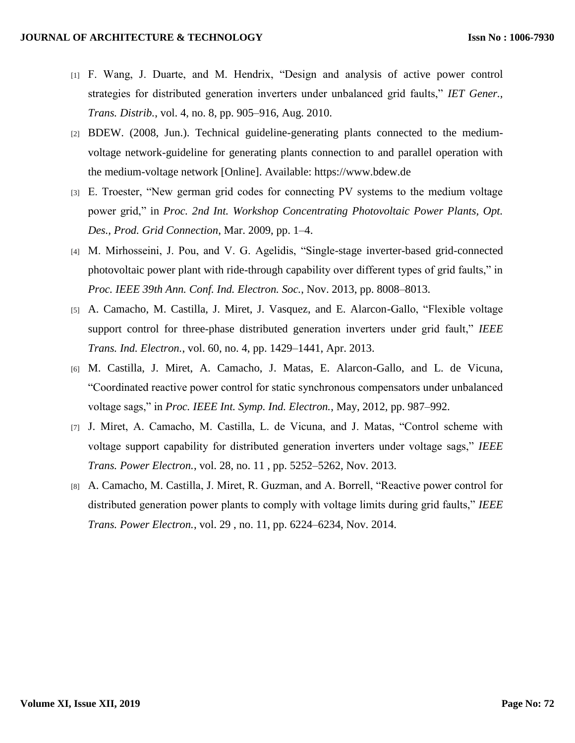[1] F. Wang, J. Duarte, and M. Hendrix, “Design and analysis of active power control strategies for distributed generation inverters under unbalanced grid faults,” *IET Gener., Trans. Distrib.*, vol. 4, no. 8, pp. 905–916, Aug. 2010.

[2] BDEW. (2008, Jun.). Technical guideline-generating plants connected to the medium-voltage network-guideline for generating plants connection to and parallel operation with the medium-voltage network [Online]. Available: https://www.bdew.de

[3] E. Troester, “New german grid codes for connecting PV systems to the medium voltage power grid,” in *Proc. 2nd Int. Workshop Concentrating Photovoltaic Power Plants, Opt. Des., Prod. Grid Connection*, Mar. 2009, pp. 1–4.

[4] M. Mirhosseini, J. Pou, and V. G. Agelidis, “Single-stage inverter-based grid-connected photovoltaic power plant with ride-through capability over different types of grid faults,” in *Proc. IEEE 39th Ann. Conf. Ind. Electron. Soc.*, Nov. 2013, pp. 8008–8013.

[5] A. Camacho, M. Castilla, J. Miret, J. Vasquez, and E. Alarcon-Gallo, “Flexible voltage support control for three-phase distributed generation inverters under grid fault,” *IEEE Trans. Ind. Electron.*, vol. 60, no. 4, pp. 1429–1441, Apr. 2013.

[6] M. Castilla, J. Miret, A. Camacho, J. Matas, E. Alarcon-Gallo, and L. de Vicuna, “Coordinated reactive power control for static synchronous compensators under unbalanced voltage sags,” in *Proc. IEEE Int. Symp. Ind. Electron.*, May, 2012, pp. 987–992.

[7] J. Miret, A. Camacho, M. Castilla, L. de Vicuna, and J. Matas, “Control scheme with voltage support capability for distributed generation inverters under voltage sags,” *IEEE Trans. Power Electron.*, vol. 28, no. 11 , pp. 5252–5262, Nov. 2013.

[8] A. Camacho, M. Castilla, J. Miret, R. Guzman, and A. Borrell, “Reactive power control for distributed generation power plants to comply with voltage limits during grid faults,” *IEEE Trans. Power Electron.*, vol. 29 , no. 11, pp. 6224–6234, Nov. 2014.